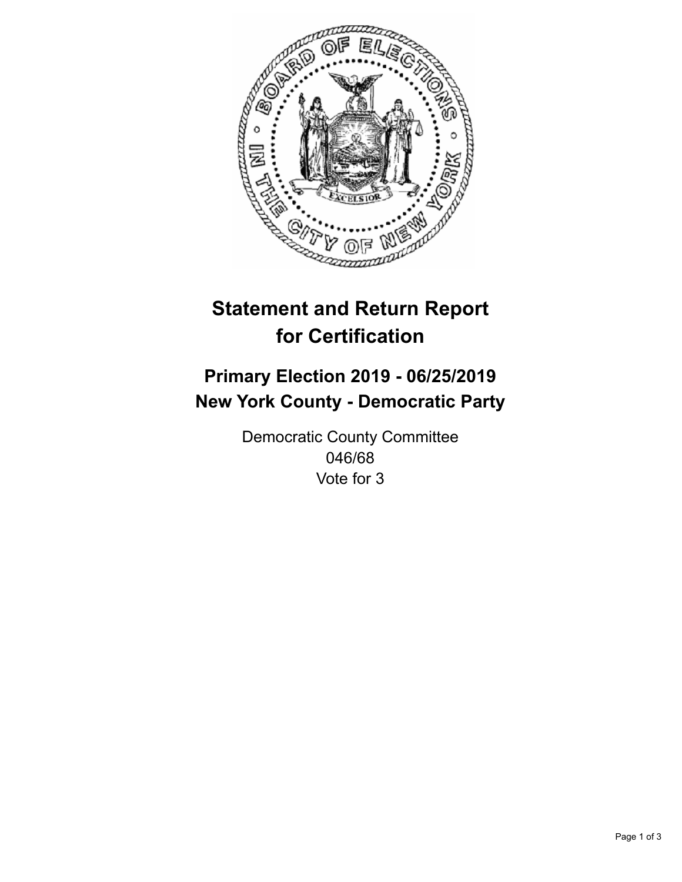# Statement and Return Report for Certification

## Primary Election 2019 - 06/25/2019
## New York County - Democratic Party

Democratic County Committee
046/68
Vote for 3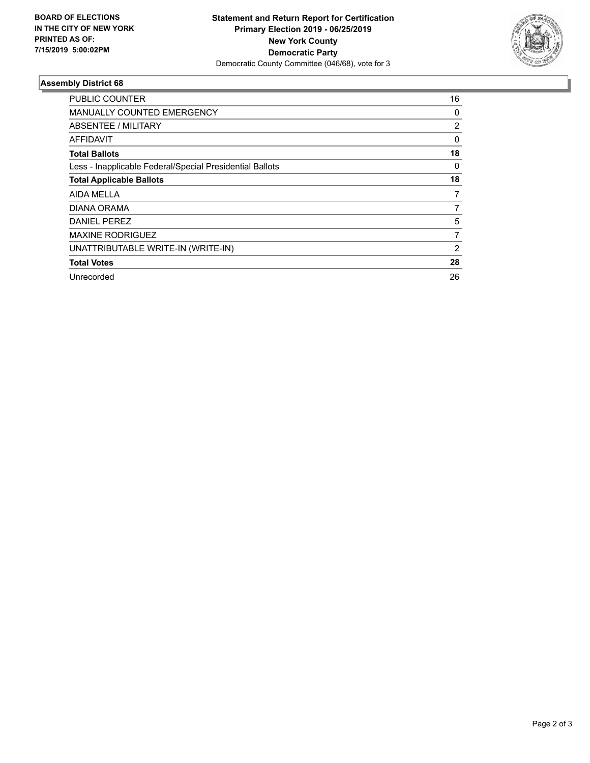**BOARD OF ELECTIONS IN THE CITY OF NEW YORK PRINTED AS OF: 7/15/2019 5:00:02PM**

**Statement and Return Report for Certification**
**Primary Election 2019 - 06/25/2019**
**New York County**
**Democratic Party**
Democratic County Committee (046/68), vote for 3

### Assembly District 68

| | |
|---|---|
| PUBLIC COUNTER | 16 |
| MANUALLY COUNTED EMERGENCY | 0 |
| ABSENTEE / MILITARY | 2 |
| AFFIDAVIT | 0 |
| **Total Ballots** | **18** |
| Less - Inapplicable Federal/Special Presidential Ballots | 0 |
| **Total Applicable Ballots** | **18** |
| AIDA MELLA | 7 |
| DIANA ORAMA | 7 |
| DANIEL PEREZ | 5 |
| MAXINE RODRIGUEZ | 7 |
| UNATTRIBUTABLE WRITE-IN (WRITE-IN) | 2 |
| **Total Votes** | **28** |
| Unrecorded | 26 |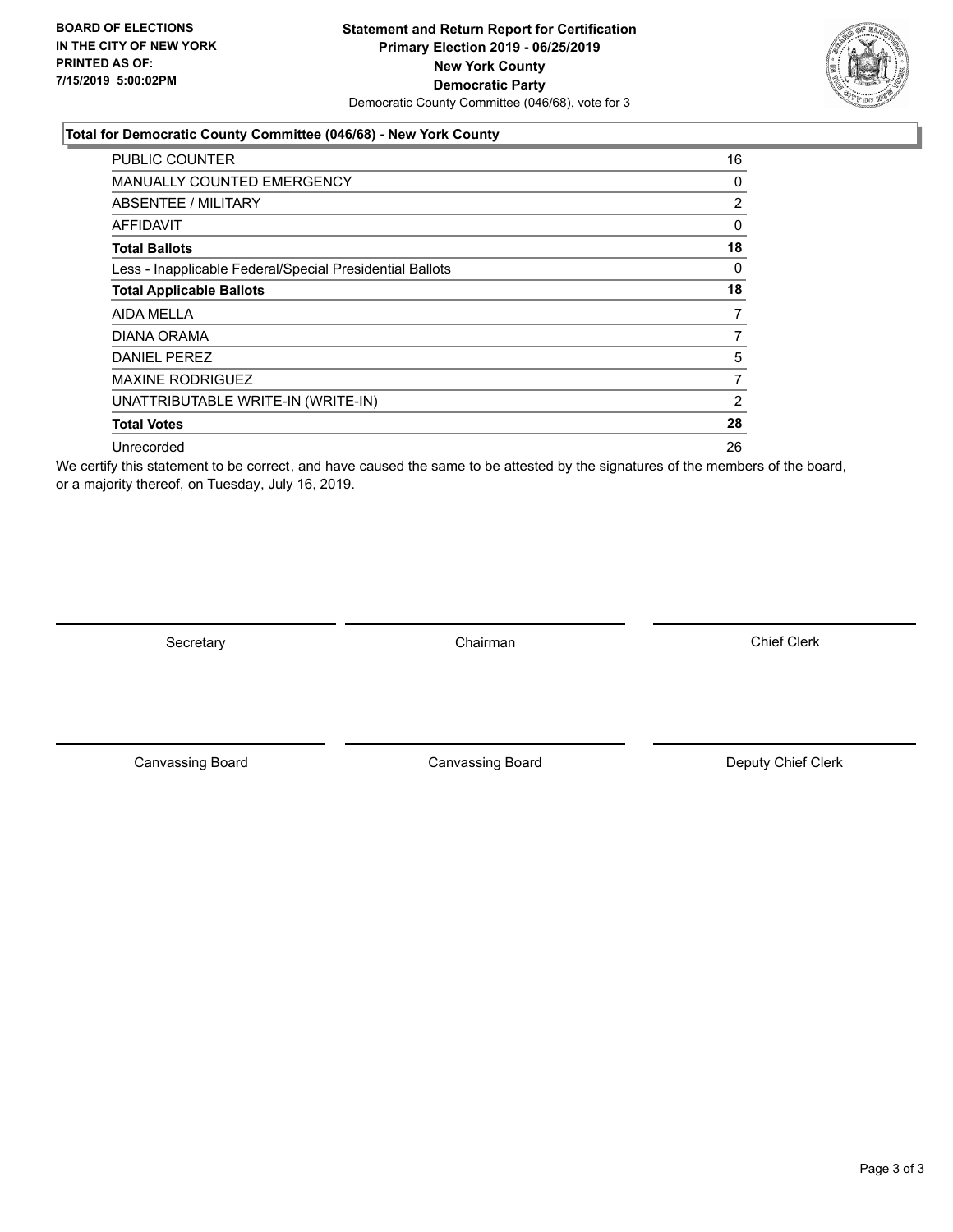**BOARD OF ELECTIONS IN THE CITY OF NEW YORK PRINTED AS OF: 7/15/2019 5:00:02PM**

**Statement and Return Report for Certification**
**Primary Election 2019 - 06/25/2019**
**New York County**
**Democratic Party**
Democratic County Committee (046/68), vote for 3

### Total for Democratic County Committee (046/68) - New York County

| | |
|---|---|
| PUBLIC COUNTER | 16 |
| MANUALLY COUNTED EMERGENCY | 0 |
| ABSENTEE / MILITARY | 2 |
| AFFIDAVIT | 0 |
| **Total Ballots** | **18** |
| Less - Inapplicable Federal/Special Presidential Ballots | 0 |
| **Total Applicable Ballots** | **18** |
| AIDA MELLA | 7 |
| DIANA ORAMA | 7 |
| DANIEL PEREZ | 5 |
| MAXINE RODRIGUEZ | 7 |
| UNATTRIBUTABLE WRITE-IN (WRITE-IN) | 2 |
| **Total Votes** | **28** |
| Unrecorded | 26 |

We certify this statement to be correct, and have caused the same to be attested by the signatures of the members of the board, or a majority thereof, on Tuesday, July 16, 2019.

Secretary

Chairman

Chief Clerk

Canvassing Board

Canvassing Board

Deputy Chief Clerk